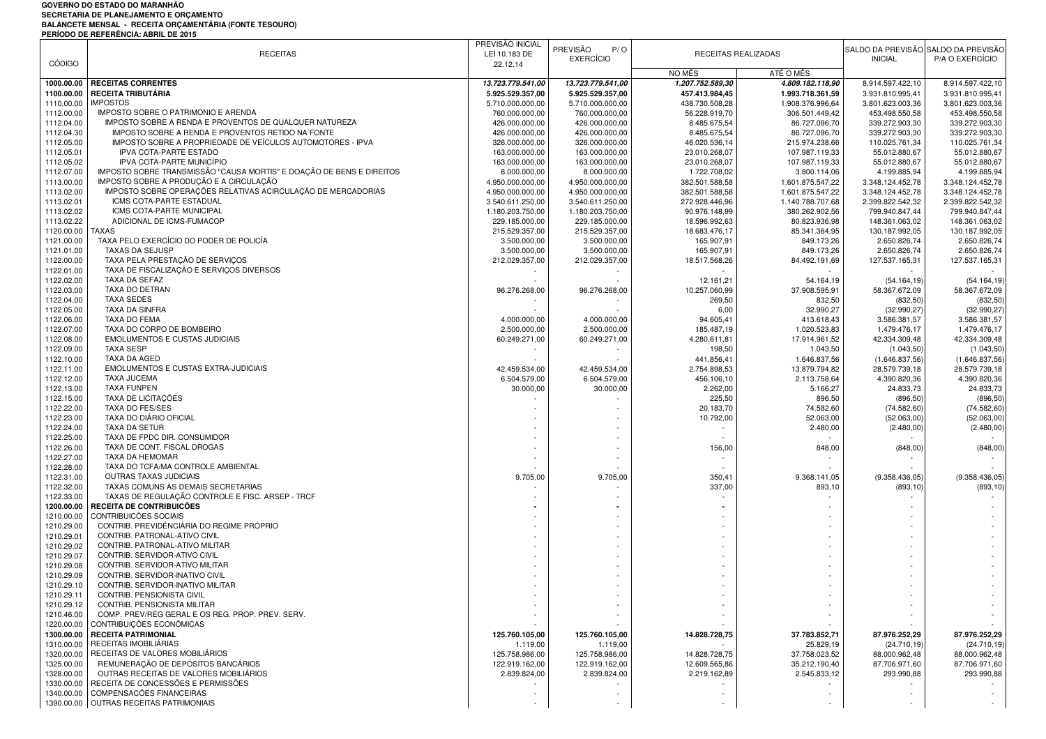**GOVERNO DO ESTADO DO MARANHÃO**
**SECRETARIA DE PLANEJAMENTO E ORÇAMENTO**
**BALANCETE MENSAL - RECEITA ORÇAMENTÁRIA (FONTE TESOURO)**
**PERÍODO DE REFERÊNCIA: ABRIL DE 2015**

| CÓDIGO | RECEITAS | PREVISÃO INICIAL LEI 10.183 DE 22.12.14 | PREVISÃO P/ O EXERCÍCIO | RECEITAS REALIZADAS | | SALDO DA PREVISÃO INICIAL | SALDO DA PREVISÃO P/A O EXERCÍCIO |
|---|---|---|---|---|---|---|---|
| | | | | NO MÊS | ATÉ O MÊS | | |
| **1000.00.00** | **RECEITAS CORRENTES** | ***13.723.779.541,00*** | ***13.723.779.541,00*** | ***1.207.752.589,30*** | ***4.809.182.118,90*** | 8.914.597.422,10 | 8.914.597.422,10 |
| **1100.00.00** | **RECEITA TRIBUTÁRIA** | **5.925.529.357,00** | **5.925.529.357,00** | **457.413.984,45** | **1.993.718.361,59** | 3.931.810.995,41 | 3.931.810.995,41 |
| 1110.00.00 | IMPOSTOS | 5.710.000.000,00 | 5.710.000.000,00 | 438.730.508,28 | 1.908.376.996,64 | 3.801.623.003,36 | 3.801.623.003,36 |
| 1112.00.00 | IMPOSTO SOBRE O PATRIMONIO E ARENDA | 760.000.000,00 | 760.000.000,00 | 56.228.919,70 | 306.501.449,42 | 453.498.550,58 | 453.498.550,58 |
| 1112.04.00 | IMPOSTO SOBRE A RENDA E PROVENTOS DE QUALQUER NATUREZA | 426.000.000,00 | 426.000.000,00 | 8.485.675,54 | 86.727.096,70 | 339.272.903,30 | 339.272.903,30 |
| 1112.04.30 | IMPOSTO SOBRE A RENDA E PROVENTOS RETIDO NA FONTE | 426.000.000,00 | 426.000.000,00 | 8.485.675,54 | 86.727.096,70 | 339.272.903,30 | 339.272.903,30 |
| 1112.05.00 | IMPOSTO SOBRE A PROPRIEDADE DE VEÍCULOS AUTOMOTORES - IPVA | 326.000.000,00 | 326.000.000,00 | 46.020.536,14 | 215.974.238,66 | 110.025.761,34 | 110.025.761,34 |
| 1112.05.01 | IPVA COTA-PARTE ESTADO | 163.000.000,00 | 163.000.000,00 | 23.010.268,07 | 107.987.119,33 | 55.012.880,67 | 55.012.880,67 |
| 1112.05.02 | IPVA COTA-PARTE MUNICÍPIO | 163.000.000,00 | 163.000.000,00 | 23.010.268,07 | 107.987.119,33 | 55.012.880,67 | 55.012.880,67 |
| 1112.07.00 | IMPOSTO SOBRE TRANSMISSÃO "CAUSA MORTIS" E DOAÇÃO DE BENS E DIREITOS | 8.000.000,00 | 8.000.000,00 | 1.722.708,02 | 3.800.114,06 | 4.199.885,94 | 4.199.885,94 |
| 1113.00.00 | IMPOSTO SOBRE A PRODUÇÃO E A CIRCULAÇÃO | 4.950.000.000,00 | 4.950.000.000,00 | 382.501.588,58 | 1.601.875.547,22 | 3.348.124.452,78 | 3.348.124.452,78 |
| 1113.02.00 | IMPOSTO SOBRE OPERAÇÕES RELATIVAS ACIRCULAÇÃO DE MERCADORIAS | 4.950.000.000,00 | 4.950.000.000,00 | 382.501.588,58 | 1.601.875.547,22 | 3.348.124.452,78 | 3.348.124.452,78 |
| 1113.02.01 | ICMS COTA-PARTE ESTADUAL | 3.540.611.250,00 | 3.540.611.250,00 | 272.928.446,96 | 1.140.788.707,68 | 2.399.822.542,32 | 2.399.822.542,32 |
| 1113.02.02 | ICMS COTA-PARTE MUNICIPAL | 1.180.203.750,00 | 1.180.203.750,00 | 90.976.148,99 | 380.262.902,56 | 799.940.847,44 | 799.940.847,44 |
| 1113.02.22 | ADICIONAL DE ICMS-FUMACOP | 229.185.000,00 | 229.185.000,00 | 18.596.992,63 | 80.823.936,98 | 148.361.063,02 | 148.361.063,02 |
| 1120.00.00 | TAXAS | 215.529.357,00 | 215.529.357,00 | 18.683.476,17 | 85.341.364,95 | 130.187.992,05 | 130.187.992,05 |
| 1121.00.00 | TAXA PELO EXERCÍCIO DO PODER DE POLICÍA | 3.500.000,00 | 3.500.000,00 | 165.907,91 | 849.173,26 | 2.650.826,74 | 2.650.826,74 |
| 1121.01.00 | TAXAS DA SEJUSP | 3.500.000,00 | 3.500.000,00 | 165.907,91 | 849.173,26 | 2.650.826,74 | 2.650.826,74 |
| 1122.00.00 | TAXA PELA PRESTAÇÃO DE SERVIÇOS | 212.029.357,00 | 212.029.357,00 | 18.517.568,26 | 84.492.191,69 | 127.537.165,31 | 127.537.165,31 |
| 1122.01.00 | TAXA DE FISCALIZAÇÃO E SERVIÇOS DIVERSOS | - | - | - | - | - | - |
| 1122.02.00 | TAXA DA SEFAZ | - | - | 12.161,21 | 54.164,19 | (54.164,19) | (54.164,19) |
| 1122.03.00 | TAXA DO DETRAN | 96.276.268,00 | 96.276.268,00 | 10.257.060,99 | 37.908.595,91 | 58.367.672,09 | 58.367.672,09 |
| 1122.04.00 | TAXA SEDES | - | - | 269,50 | 832,50 | (832,50) | (832,50) |
| 1122.05.00 | TAXA DA SINFRA | - | - | 6,00 | 32.990,27 | (32.990,27) | (32.990,27) |
| 1122.06.00 | TAXA DO FEMA | 4.000.000,00 | 4.000.000,00 | 94.605,41 | 413.618,43 | 3.586.381,57 | 3.586.381,57 |
| 1122.07.00 | TAXA DO CORPO DE BOMBEIRO | 2.500.000,00 | 2.500.000,00 | 185.487,19 | 1.020.523,83 | 1.479.476,17 | 1.479.476,17 |
| 1122.08.00 | EMOLUMENTOS E CUSTAS JUDICIAIS | 60.249.271,00 | 60.249.271,00 | 4.280.611,81 | 17.914.961,52 | 42.334.309,48 | 42.334.309,48 |
| 1122.09.00 | TAXA SESP | - | - | 198,50 | 1.043,50 | (1.043,50) | (1.043,50) |
| 1122.10.00 | TAXA DA AGED | - | - | 441.856,41 | 1.646.837,56 | (1.646.837,56) | (1.646.837,56) |
| 1122.11.00 | EMOLUMENTOS E CUSTAS EXTRA-JUDICIAIS | 42.459.534,00 | 42.459.534,00 | 2.754.898,53 | 13.879.794,82 | 28.579.739,18 | 28.579.739,18 |
| 1122.12.00 | TAXA JUCEMA | 6.504.579,00 | 6.504.579,00 | 456.106,10 | 2.113.758,64 | 4.390.820,36 | 4.390.820,36 |
| 1122.13.00 | TAXA FUNPEN | 30.000,00 | 30.000,00 | 2.262,00 | 5.166,27 | 24.833,73 | 24.833,73 |
| 1122.15.00 | TAXA DE LICITAÇÕES | - | - | 225,50 | 896,50 | (896,50) | (896,50) |
| 1122.22.00 | TAXA DO FES/SES | - | - | 20.183,70 | 74.582,60 | (74.582,60) | (74.582,60) |
| 1122.23.00 | TAXA DO DIÁRIO OFICIAL | - | - | 10.792,00 | 52.063,00 | (52.063,00) | (52.063,00) |
| 1122.24.00 | TAXA DA SETUR | - | - | - | 2.480,00 | (2.480,00) | (2.480,00) |
| 1122.25.00 | TAXA DE FPDC DIR. CONSUMIDOR | - | - | - | - | - | - |
| 1122.26.00 | TAXA DE CONT. FISCAL DROGAS | - | - | 156,00 | 848,00 | (848,00) | (848,00) |
| 1122.27.00 | TAXA DA HEMOMAR | - | - | - | - | - | - |
| 1122.28.00 | TAXA DO TCFA/MA CONTROLE AMBIENTAL | - | - | - | - | - | - |
| 1122.31.00 | OUTRAS TAXAS JUDICIAIS | 9.705,00 | 9.705,00 | 350,41 | 9.368.141,05 | (9.358.436,05) | (9.358.436,05) |
| 1122.32.00 | TAXAS COMUNS ÀS DEMAIS SECRETARIAS | - | - | 337,00 | 893,10 | (893,10) | (893,10) |
| 1122.33.00 | TAXAS DE REGULAÇÃO CONTROLE E FISC. ARSEP - TRCF | - | - | - | - | - | - |
| **1200.00.00** | **RECEITA DE CONTRIBUICÕES** | **-** | **-** | **-** | - | - | - |
| 1210.00.00 | CONTRIBUICÕES SOCIAIS | - | - | - | - | - | - |
| 1210.29.00 | CONTRIB. PREVIDÊNCIÁRIA DO REGIME PRÓPRIO | - | - | - | - | - | - |
| 1210.29.01 | CONTRIB. PATRONAL-ATIVO CIVIL | - | - | - | - | - | - |
| 1210.29.02 | CONTRIB. PATRONAL-ATIVO MILITAR | - | - | - | - | - | - |
| 1210.29.07 | CONTRIB. SERVIDOR-ATIVO CIVIL | - | - | - | - | - | - |
| 1210.29.08 | CONTRIB. SERVIDOR-ATIVO MILITAR | - | - | - | - | - | - |
| 1210.29.09 | CONTRIB. SERVIDOR-INATIVO CIVIL | - | - | - | - | - | - |
| 1210.29.10 | CONTRIB. SERVIDOR-INATIVO MILITAR | - | - | - | - | - | - |
| 1210.29.11 | CONTRIB. PENSIONISTA CIVIL | - | - | - | - | - | - |
| 1210.29.12 | CONTRIB. PENSIONISTA MILITAR | - | - | - | - | - | - |
| 1210.46.00 | COMP. PREV/REG GERAL E OS REG. PROP. PREV. SERV. | - | - | - | - | - | - |
| 1220.00.00 | CONTRIBUIÇÕES ECONÔMICAS | - | - | - | - | - | - |
| **1300.00.00** | **RECEITA PATRIMONIAL** | **125.760.105,00** | **125.760.105,00** | **14.828.728,75** | **37.783.852,71** | **87.976.252,29** | **87.976.252,29** |
| 1310.00.00 | RECEITAS IMOBILIÁRIAS | 1.119,00 | 1.119,00 | - | 25.829,19 | (24.710,19) | (24.710,19) |
| 1320.00.00 | RECEITAS DE VALORES MOBILIÁRIOS | 125.758.986,00 | 125.758.986,00 | 14.828.728,75 | 37.758.023,52 | 88.000.962,48 | 88.000.962,48 |
| 1325.00.00 | REMUNERAÇÃO DE DEPÓSITOS BANCÁRIOS | 122.919.162,00 | 122.919.162,00 | 12.609.565,86 | 35.212.190,40 | 87.706.971,60 | 87.706.971,60 |
| 1328.00.00 | OUTRAS RECEITAS DE VALORES MOBILIÁRIOS | 2.839.824,00 | 2.839.824,00 | 2.219.162,89 | 2.545.833,12 | 293.990,88 | 293.990,88 |
| 1330.00.00 | RECEITA DE CONCESSÕES E PERMISSÕES | - | - | - | - | - | - |
| 1340.00.00 | COMPENSACÕES FINANCEIRAS | - | - | - | - | - | - |
| 1390.00.00 | OUTRAS RECEITAS PATRIMONIAIS | - | - | - | - | - | - |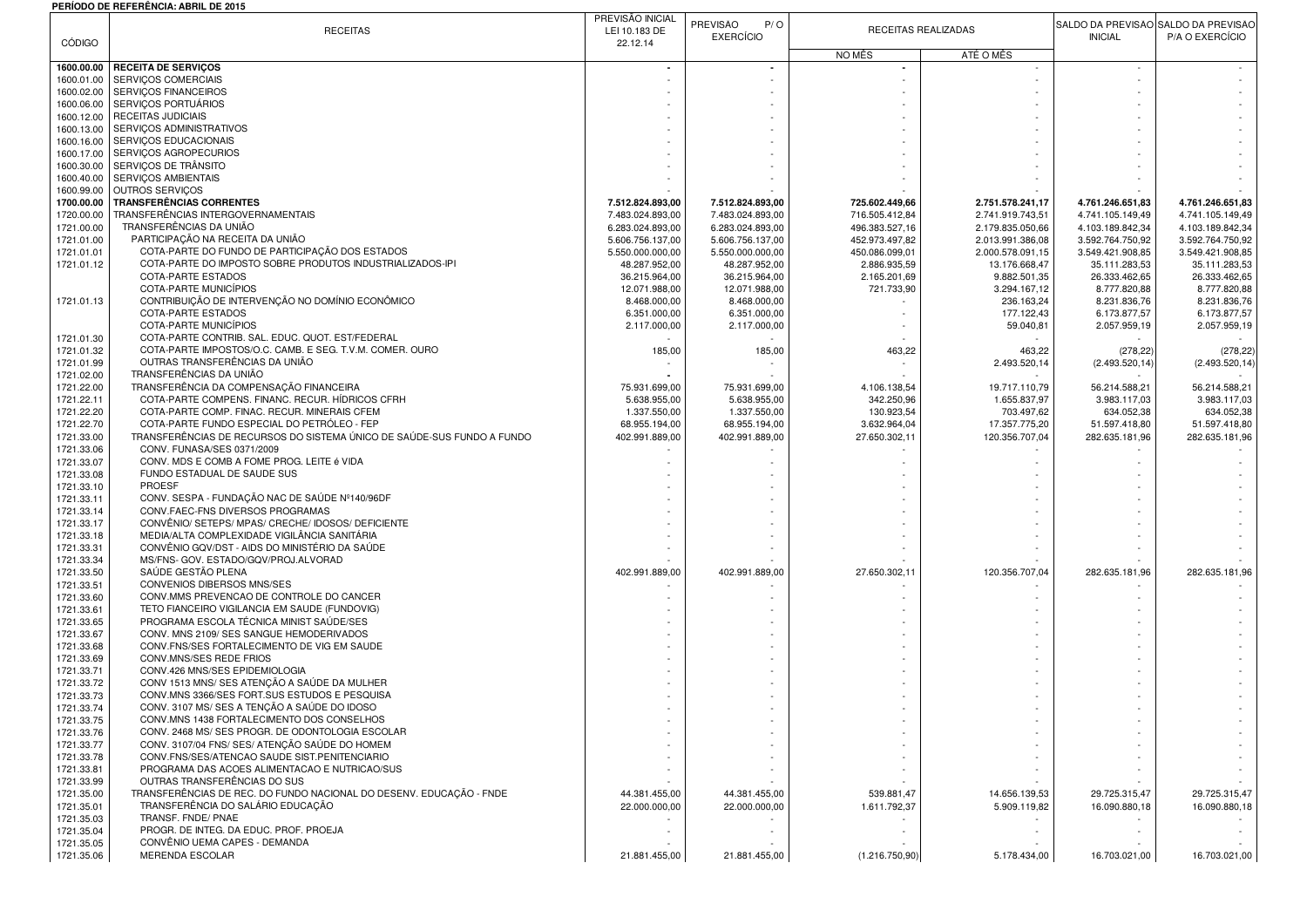**PERÍODO DE REFERÊNCIA: ABRIL DE 2015**

| CÓDIGO | RECEITAS | PREVISÃO INICIAL LEI 10.183 DE 22.12.14 | PREVISAO P/ O EXERCÍCIO | RECEITAS REALIZADAS | | SALDO DA PREVISAO INICIAL | SALDO DA PREVISAO P/A O EXERCÍCIO |
|---|---|---|---|---|---|---|---|
| | | | | NO MÊS | ATÉ O MÊS | | |
| **1600.00.00** | **RECEITA DE SERVIÇOS** | - | - | - | - | - | - |
| 1600.01.00 | SERVIÇOS COMERCIAIS | - | - | - | - | - | - |
| 1600.02.00 | SERVIÇOS FINANCEIROS | - | - | - | - | - | - |
| 1600.06.00 | SERVIÇOS PORTUÁRIOS | - | - | - | - | - | - |
| 1600.12.00 | RECEITAS JUDICIAIS | - | - | - | - | - | - |
| 1600.13.00 | SERVIÇOS ADMINISTRATIVOS | - | - | - | - | - | - |
| 1600.16.00 | SERVIÇOS EDUCACIONAIS | - | - | - | - | - | - |
| 1600.17.00 | SERVIÇOS AGROPECURIOS | - | - | - | - | - | - |
| 1600.30.00 | SERVIÇOS DE TRÂNSITO | - | - | - | - | - | - |
| 1600.40.00 | SERVIÇOS AMBIENTAIS | - | - | - | - | - | - |
| 1600.99.00 | OUTROS SERVIÇOS | - | - | - | - | - | - |
| **1700.00.00** | **TRANSFERÊNCIAS CORRENTES** | **7.512.824.893,00** | **7.512.824.893,00** | **725.602.449,66** | **2.751.578.241,17** | **4.761.246.651,83** | **4.761.246.651,83** |
| 1720.00.00 | TRANSFERÊNCIAS INTERGOVERNAMENTAIS | 7.483.024.893,00 | 7.483.024.893,00 | 716.505.412,84 | 2.741.919.743,51 | 4.741.105.149,49 | 4.741.105.149,49 |
| 1721.00.00 | TRANSFERÊNCIAS DA UNIÃO | 6.283.024.893,00 | 6.283.024.893,00 | 496.383.527,16 | 2.179.835.050,66 | 4.103.189.842,34 | 4.103.189.842,34 |
| 1721.01.00 | PARTICIPAÇÃO NA RECEITA DA UNIÃO | 5.606.756.137,00 | 5.606.756.137,00 | 452.973.497,82 | 2.013.991.386,08 | 3.592.764.750,92 | 3.592.764.750,92 |
| 1721.01.01 | COTA-PARTE DO FUNDO DE PARTICIPAÇÃO DOS ESTADOS | 5.550.000.000,00 | 5.550.000.000,00 | 450.086.099,01 | 2.000.578.091,15 | 3.549.421.908,85 | 3.549.421.908,85 |
| 1721.01.12 | COTA-PARTE DO IMPOSTO SOBRE PRODUTOS INDUSTRIALIZADOS-IPI | 48.287.952,00 | 48.287.952,00 | 2.886.935,59 | 13.176.668,47 | 35.111.283,53 | 35.111.283,53 |
| | COTA-PARTE ESTADOS | 36.215.964,00 | 36.215.964,00 | 2.165.201,69 | 9.882.501,35 | 26.333.462,65 | 26.333.462,65 |
| | COTA-PARTE MUNICÍPIOS | 12.071.988,00 | 12.071.988,00 | 721.733,90 | 3.294.167,12 | 8.777.820,88 | 8.777.820,88 |
| 1721.01.13 | CONTRIBUIÇÃO DE INTERVENÇÃO NO DOMÍNIO ECONÔMICO | 8.468.000,00 | 8.468.000,00 | - | 236.163,24 | 8.231.836,76 | 8.231.836,76 |
| | COTA-PARTE ESTADOS | 6.351.000,00 | 6.351.000,00 | - | 177.122,43 | 6.173.877,57 | 6.173.877,57 |
| | COTA-PARTE MUNICÍPIOS | 2.117.000,00 | 2.117.000,00 | - | 59.040,81 | 2.057.959,19 | 2.057.959,19 |
| 1721.01.30 | COTA-PARTE CONTRIB. SAL. EDUC. QUOT. EST/FEDERAL | - | - | - | - | - | - |
| 1721.01.32 | COTA-PARTE IMPOSTOS/O.C. CAMB. E SEG. T.V.M. COMER. OURO | 185,00 | 185,00 | 463,22 | 463,22 | (278,22) | (278,22) |
| 1721.01.99 | OUTRAS TRANSFERÊNCIAS DA UNIÃO | - | - | - | 2.493.520,14 | (2.493.520,14) | (2.493.520,14) |
| 1721.02.00 | TRANSFERÊNCIAS DA UNIÃO | - | - | - | - | - | - |
| 1721.22.00 | TRANSFERÊNCIA DA COMPENSAÇÃO FINANCEIRA | 75.931.699,00 | 75.931.699,00 | 4.106.138,54 | 19.717.110,79 | 56.214.588,21 | 56.214.588,21 |
| 1721.22.11 | COTA-PARTE COMPENS. FINANC. RECUR. HÍDRICOS CFRH | 5.638.955,00 | 5.638.955,00 | 342.250,96 | 1.655.837,97 | 3.983.117,03 | 3.983.117,03 |
| 1721.22.20 | COTA-PARTE COMP. FINAC. RECUR. MINERAIS CFEM | 1.337.550,00 | 1.337.550,00 | 130.923,54 | 703.497,62 | 634.052,38 | 634.052,38 |
| 1721.22.70 | COTA-PARTE FUNDO ESPECIAL DO PETRÓLEO - FEP | 68.955.194,00 | 68.955.194,00 | 3.632.964,04 | 17.357.775,20 | 51.597.418,80 | 51.597.418,80 |
| 1721.33.00 | TRANSFERÊNCIAS DE RECURSOS DO SISTEMA ÚNICO DE SAÚDE-SUS FUNDO A FUNDO | 402.991.889,00 | 402.991.889,00 | 27.650.302,11 | 120.356.707,04 | 282.635.181,96 | 282.635.181,96 |
| 1721.33.06 | CONV. FUNASA/SES 0371/2009 | - | - | - | - | - | - |
| 1721.33.07 | CONV. MDS E COMB A FOME PROG. LEITE é VIDA | - | - | - | - | - | - |
| 1721.33.08 | FUNDO ESTADUAL DE SAUDE SUS | - | - | - | - | - | - |
| 1721.33.10 | PROESF | - | - | - | - | - | - |
| 1721.33.11 | CONV. SESPA - FUNDAÇÃO NAC DE SAÚDE Nº140/96DF | - | - | - | - | - | - |
| 1721.33.14 | CONV.FAEC-FNS DIVERSOS PROGRAMAS | - | - | - | - | - | - |
| 1721.33.17 | CONVÊNIO/ SETEPS/ MPAS/ CRECHE/ IDOSOS/ DEFICIENTE | - | - | - | - | - | - |
| 1721.33.18 | MEDIA/ALTA COMPLEXIDADE VIGILÂNCIA SANITÁRIA | - | - | - | - | - | - |
| 1721.33.31 | CONVÊNIO GQV/DST - AIDS DO MINISTÉRIO DA SAÚDE | - | - | - | - | - | - |
| 1721.33.34 | MS/FNS- GOV. ESTADO/GQV/PROJ.ALVORAD | - | - | - | - | - | - |
| 1721.33.50 | SAÚDE GESTÃO PLENA | 402.991.889,00 | 402.991.889,00 | 27.650.302,11 | 120.356.707,04 | 282.635.181,96 | 282.635.181,96 |
| 1721.33.51 | CONVENIOS DIBERSOS MNS/SES | - | - | - | - | - | - |
| 1721.33.60 | CONV.MMS PREVENCAO DE CONTROLE DO CANCER | - | - | - | - | - | - |
| 1721.33.61 | TETO FIANCEIRO VIGILANCIA EM SAUDE (FUNDOVIG) | - | - | - | - | - | - |
| 1721.33.65 | PROGRAMA ESCOLA TÉCNICA MINIST SAÚDE/SES | - | - | - | - | - | - |
| 1721.33.67 | CONV. MNS 2109/ SES SANGUE HEMODERIVADOS | - | - | - | - | - | - |
| 1721.33.68 | CONV.FNS/SES FORTALECIMENTO DE VIG EM SAUDE | - | - | - | - | - | - |
| 1721.33.69 | CONV.MNS/SES REDE FRIOS | - | - | - | - | - | - |
| 1721.33.71 | CONV.426 MNS/SES EPIDEMIOLOGIA | - | - | - | - | - | - |
| 1721.33.72 | CONV 1513 MNS/ SES ATENÇÃO A SAÚDE DA MULHER | - | - | - | - | - | - |
| 1721.33.73 | CONV.MNS 3366/SES FORT.SUS ESTUDOS E PESQUISA | - | - | - | - | - | - |
| 1721.33.74 | CONV. 3107 MS/ SES A TENÇÃO A SAÚDE DO IDOSO | - | - | - | - | - | - |
| 1721.33.75 | CONV.MNS 1438 FORTALECIMENTO DOS CONSELHOS | - | - | - | - | - | - |
| 1721.33.76 | CONV. 2468 MS/ SES PROGR. DE ODONTOLOGIA ESCOLAR | - | - | - | - | - | - |
| 1721.33.77 | CONV. 3107/04 FNS/ SES/ ATENÇÃO SAÚDE DO HOMEM | - | - | - | - | - | - |
| 1721.33.78 | CONV.FNS/SES/ATENCAO SAUDE SIST.PENITENCIARIO | - | - | - | - | - | - |
| 1721.33.81 | PROGRAMA DAS ACOES ALIMENTACAO E NUTRICAO/SUS | - | - | - | - | - | - |
| 1721.33.99 | OUTRAS TRANSFERÊNCIAS DO SUS | - | - | - | - | - | - |
| 1721.35.00 | TRANSFERÊNCIAS DE REC. DO FUNDO NACIONAL DO DESENV. EDUCAÇÃO - FNDE | 44.381.455,00 | 44.381.455,00 | 539.881,47 | 14.656.139,53 | 29.725.315,47 | 29.725.315,47 |
| 1721.35.01 | TRANSFERÊNCIA DO SALÁRIO EDUCAÇÃO | 22.000.000,00 | 22.000.000,00 | 1.611.792,37 | 5.909.119,82 | 16.090.880,18 | 16.090.880,18 |
| 1721.35.03 | TRANSF. FNDE/ PNAE | - | - | - | - | - | - |
| 1721.35.04 | PROGR. DE INTEG. DA EDUC. PROF. PROEJA | - | - | - | - | - | - |
| 1721.35.05 | CONVÊNIO UEMA CAPES - DEMANDA | - | - | - | - | - | - |
| 1721.35.06 | MERENDA ESCOLAR | 21.881.455,00 | 21.881.455,00 | (1.216.750,90) | 5.178.434,00 | 16.703.021,00 | 16.703.021,00 |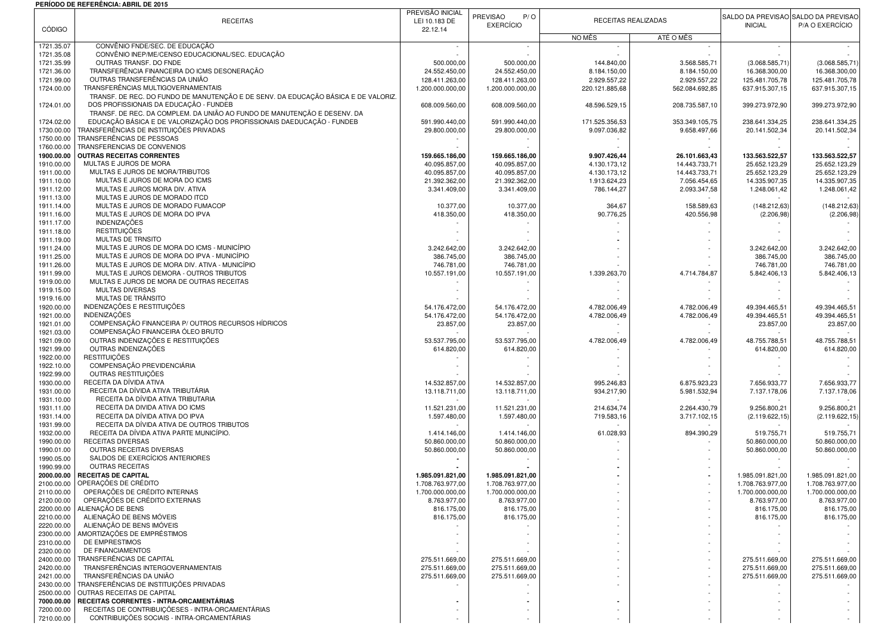**PERÍODO DE REFERÊNCIA: ABRIL DE 2015**

| CÓDIGO | RECEITAS | PREVISÃO INICIAL LEI 10.183 DE 22.12.14 | PREVISAO P/ O EXERCÍCIO | RECEITAS REALIZADAS | | SALDO DA PREVISAO INICIAL | SALDO DA PREVISAO P/A O EXERCÍCIO |
|---|---|---|---|---|---|---|---|
| | | | | NO MÊS | ATÉ O MÊS | | |
| 1721.35.07 | CONVÊNIO FNDE/SEC. DE EDUCAÇÃO | - | - | - | - | - | - |
| 1721.35.08 | CONVÊNIO INEP/ME/CENSO EDUCACIONAL/SEC. EDUCAÇÃO | - | - | - | - | - | - |
| 1721.35.99 | OUTRAS TRANSF. DO FNDE | 500.000,00 | 500.000,00 | 144.840,00 | 3.568.585,71 | (3.068.585,71) | (3.068.585,71) |
| 1721.36.00 | TRANSFERÊNCIA FINANCEIRA DO ICMS DESONERAÇÃO | 24.552.450,00 | 24.552.450,00 | 8.184.150,00 | 8.184.150,00 | 16.368.300,00 | 16.368.300,00 |
| 1721.99.00 | OUTRAS TRANSFERÊNCIAS DA UNIÃO | 128.411.263,00 | 128.411.263,00 | 2.929.557,22 | 2.929.557,22 | 125.481.705,78 | 125.481.705,78 |
| 1724.00.00 | TRANSFERÊNCIAS MULTIGOVERNAMENTAIS | 1.200.000.000,00 | 1.200.000.000,00 | 220.121.885,68 | 562.084.692,85 | 637.915.307,15 | 637.915.307,15 |
| 1724.01.00 | TRANSF. DE REC. DO FUNDO DE MANUTENÇÃO E DE SENV. DA EDUCAÇÃO BÁSICA E DE VALORIZ. DOS PROFISSIONAIS DA EDUCAÇÃO - FUNDEB | 608.009.560,00 | 608.009.560,00 | 48.596.529,15 | 208.735.587,10 | 399.273.972,90 | 399.273.972,90 |
| 1724.02.00 | TRANSF. DE REC. DA COMPLEM. DA UNIÃO AO FUNDO DE MANUTENÇÃO E DESENV. DA EDUCAÇÃO BÁSICA E DE VALORIZAÇÃO DOS PROFISSIONAIS DAEDUCAÇÃO - FUNDEB | 591.990.440,00 | 591.990.440,00 | 171.525.356,53 | 353.349.105,75 | 238.641.334,25 | 238.641.334,25 |
| 1730.00.00 | TRANSFERÊNCIAS DE INSTITUIÇÕES PRIVADAS | 29.800.000,00 | 29.800.000,00 | 9.097.036,82 | 9.658.497,66 | 20.141.502,34 | 20.141.502,34 |
| 1750.00.00 | TRANSFERÊNCIAS DE PESSOAS | - | - | - | - | - | - |
| 1760.00.00 | TRANSFERENCIAS DE CONVENIOS | - | - | - | - | - | - |
| **1900.00.00** | **OUTRAS RECEITAS CORRENTES** | **159.665.186,00** | **159.665.186,00** | **9.907.426,44** | **26.101.663,43** | **133.563.522,57** | **133.563.522,57** |
| 1910.00.00 | MULTAS E JUROS DE MORA | 40.095.857,00 | 40.095.857,00 | 4.130.173,12 | 14.443.733,71 | 25.652.123,29 | 25.652.123,29 |
| 1911.00.00 | MULTAS E JUROS DE MORA/TRIBUTOS | 40.095.857,00 | 40.095.857,00 | 4.130.173,12 | 14.443.733,71 | 25.652.123,29 | 25.652.123,29 |
| 1911.10.00 | MULTAS E JUROS DE MORA DO ICMS | 21.392.362,00 | 21.392.362,00 | 1.913.624,23 | 7.056.454,65 | 14.335.907,35 | 14.335.907,35 |
| 1911.12.00 | MULTAS E JUROS MORA DIV. ATIVA | 3.341.409,00 | 3.341.409,00 | 786.144,27 | 2.093.347,58 | 1.248.061,42 | 1.248.061,42 |
| 1911.13.00 | MULTAS E JUROS DE MORADO ITCD | - | - | - | - | - | - |
| 1911.14.00 | MULTAS E JUROS DE MORADO FUMACOP | 10.377,00 | 10.377,00 | 364,67 | 158.589,63 | (148.212,63) | (148.212,63) |
| 1911.16.00 | MULTAS E JUROS DE MORA DO IPVA | 418.350,00 | 418.350,00 | 90.776,25 | 420.556,98 | (2.206,98) | (2.206,98) |
| 1911.17.00 | INDENIZAÇÕES | - | - | - | - | - | - |
| 1911.18.00 | RESTITUIÇÕES | - | - | - | - | - | - |
| 1911.19.00 | MULTAS DE TRNSITO | - | - | - | - | - | - |
| 1911.24.00 | MULTAS E JUROS DE MORA DO ICMS - MUNICÍPIO | 3.242.642,00 | 3.242.642,00 | - | - | 3.242.642,00 | 3.242.642,00 |
| 1911.25.00 | MULTAS E JUROS DE MORA DO IPVA - MUNICÍPIO | 386.745,00 | 386.745,00 | - | - | 386.745,00 | 386.745,00 |
| 1911.26.00 | MULTAS E JUROS DE MORA DIV. ATIVA - MUNICÍPIO | 746.781,00 | 746.781,00 | - | - | 746.781,00 | 746.781,00 |
| 1911.99.00 | MULTAS E JUROS DEMORA - OUTROS TRIBUTOS | 10.557.191,00 | 10.557.191,00 | 1.339.263,70 | 4.714.784,87 | 5.842.406,13 | 5.842.406,13 |
| 1919.00.00 | MULTAS E JUROS DE MORA DE OUTRAS RECEITAS | - | - | - | - | - | - |
| 1919.15.00 | MULTAS DIVERSAS | - | - | - | - | - | - |
| 1919.16.00 | MULTAS DE TRÂNSITO | - | - | - | - | - | - |
| 1920.00.00 | INDENIZAÇÕES E RESTITUIÇÕES | 54.176.472,00 | 54.176.472,00 | 4.782.006,49 | 4.782.006,49 | 49.394.465,51 | 49.394.465,51 |
| 1921.00.00 | INDENIZAÇÕES | 54.176.472,00 | 54.176.472,00 | 4.782.006,49 | 4.782.006,49 | 49.394.465,51 | 49.394.465,51 |
| 1921.01.00 | COMPENSAÇÃO FINANCEIRA P/ OUTROS RECURSOS HÍDRICOS | 23.857,00 | 23.857,00 | - | - | 23.857,00 | 23.857,00 |
| 1921.03.00 | COMPENSAÇÃO FINANCEIRA ÓLEO BRUTO | - | - | - | - | - | - |
| 1921.09.00 | OUTRAS INDENIZAÇÕES E RESTITUIÇÕES | 53.537.795,00 | 53.537.795,00 | 4.782.006,49 | 4.782.006,49 | 48.755.788,51 | 48.755.788,51 |
| 1921.99.00 | OUTRAS INDENIZAÇÕES | 614.820,00 | 614.820,00 | - | - | 614.820,00 | 614.820,00 |
| 1922.00.00 | RESTITUIÇÕES | - | - | - | - | - | - |
| 1922.10.00 | COMPENSAÇÃO PREVIDENCIÁRIA | - | - | - | - | - | - |
| 1922.99.00 | OUTRAS RESTITUIÇÕES | - | - | - | - | - | - |
| 1930.00.00 | RECEITA DA DÍVIDA ATIVA | 14.532.857,00 | 14.532.857,00 | 995.246,83 | 6.875.923,23 | 7.656.933,77 | 7.656.933,77 |
| 1931.00.00 | RECEITA DA DÍVIDA ATIVA TRIBUTÁRIA | 13.118.711,00 | 13.118.711,00 | 934.217,90 | 5.981.532,94 | 7.137.178,06 | 7.137.178,06 |
| 1931.10.00 | RECEITA DA DÍVIDA ATIVA TRIBUTARIA | - | - | - | - | - | - |
| 1931.11.00 | RECEITA DA DIVIDA ATIVA DO ICMS | 11.521.231,00 | 11.521.231,00 | 214.634,74 | 2.264.430,79 | 9.256.800,21 | 9.256.800,21 |
| 1931.14.00 | RECEITA DA DÍVIDA ATIVA DO IPVA | 1.597.480,00 | 1.597.480,00 | 719.583,16 | 3.717.102,15 | (2.119.622,15) | (2.119.622,15) |
| 1931.99.00 | RECEITA DA DÍVIDA ATIVA DE OUTROS TRIBUTOS | - | - | - | - | - | - |
| 1932.00.00 | RECEITA DA DÍVIDA ATIVA PARTE MUNICÍPIO. | 1.414.146,00 | 1.414.146,00 | 61.028,93 | 894.390,29 | 519.755,71 | 519.755,71 |
| 1990.00.00 | RECEITAS DIVERSAS | 50.860.000,00 | 50.860.000,00 | - | - | 50.860.000,00 | 50.860.000,00 |
| 1990.01.00 | OUTRAS RECEITAS DIVERSAS | 50.860.000,00 | 50.860.000,00 | - | - | 50.860.000,00 | 50.860.000,00 |
| 1990.05.00 | SALDOS DE EXERCÍCIOS ANTERIORES | - | - | - | - | - | - |
| 1990.99.00 | OUTRAS RECEITAS | - | - | - | - | - | - |
| **2000.00.00** | **RECEITAS DE CAPITAL** | **1.985.091.821,00** | **1.985.091.821,00** | **-** | **-** | 1.985.091.821,00 | 1.985.091.821,00 |
| 2100.00.00 | OPERAÇÕES DE CRÉDITO | 1.708.763.977,00 | 1.708.763.977,00 | - | - | 1.708.763.977,00 | 1.708.763.977,00 |
| 2110.00.00 | OPERAÇÕES DE CRÉDITO INTERNAS | 1.700.000.000,00 | 1.700.000.000,00 | - | - | 1.700.000.000,00 | 1.700.000.000,00 |
| 2120.00.00 | OPERAÇÕES DE CRÉDITO EXTERNAS | 8.763.977,00 | 8.763.977,00 | - | - | 8.763.977,00 | 8.763.977,00 |
| 2200.00.00 | ALIENAÇÃO DE BENS | 816.175,00 | 816.175,00 | - | - | 816.175,00 | 816.175,00 |
| 2210.00.00 | ALIENAÇÃO DE BENS MÓVEIS | 816.175,00 | 816.175,00 | - | - | 816.175,00 | 816.175,00 |
| 2220.00.00 | ALIENAÇÃO DE BENS IMÓVEIS | - | - | - | - | - | - |
| 2300.00.00 | AMORTIZAÇÕES DE EMPRÉSTIMOS | - | - | - | - | - | - |
| 2310.00.00 | DE EMPRESTIMOS | - | - | - | - | - | - |
| 2320.00.00 | DE FINANCIAMENTOS | - | - | - | - | - | - |
| 2400.00.00 | TRANSFERÊNCIAS DE CAPITAL | 275.511.669,00 | 275.511.669,00 | - | - | 275.511.669,00 | 275.511.669,00 |
| 2420.00.00 | TRANSFERÊNCIAS INTERGOVERNAMENTAIS | 275.511.669,00 | 275.511.669,00 | - | - | 275.511.669,00 | 275.511.669,00 |
| 2421.00.00 | TRANSFERÊNCIAS DA UNIÃO | 275.511.669,00 | 275.511.669,00 | - | - | 275.511.669,00 | 275.511.669,00 |
| 2430.00.00 | TRANSFERÊNCIAS DE INSTITUIÇÕES PRIVADAS | - | - | - | - | - | - |
| 2500.00.00 | OUTRAS RECEITAS DE CAPITAL | - | - | - | - | - | - |
| **7000.00.00** | **RECEITAS CORRENTES - INTRA-ORCAMENTÁRIAS** | **-** | **-** | **-** | - | - | - |
| 7200.00.00 | RECEITAS DE CONTRIBUIÇÕESES - INTRA-ORCAMENTÁRIAS | - | - | - | - | - | - |
| 7210.00.00 | CONTRIBUIÇÕES SOCIAIS - INTRA-ORCAMENTÁRIAS | - | - | - | - | - | - |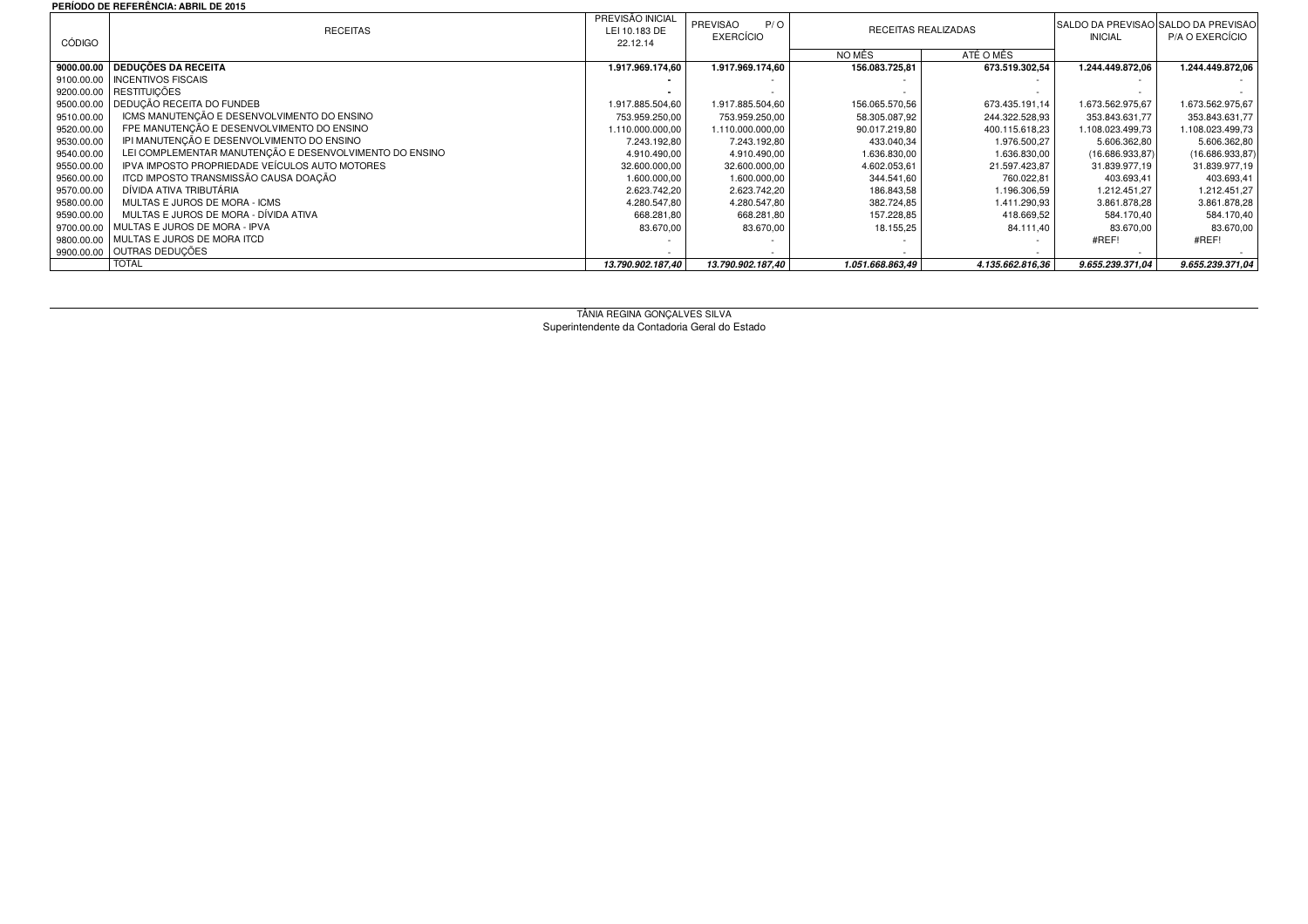**PERÍODO DE REFERÊNCIA: ABRIL DE 2015**

| CÓDIGO | RECEITAS | PREVISÃO INICIAL LEI 10.183 DE 22.12.14 | PREVISAO P/ O EXERCÍCIO | RECEITAS REALIZADAS | | SALDO DA PREVISAO INICIAL | SALDO DA PREVISAO P/A O EXERCÍCIO |
|---|---|---|---|---|---|---|---|
| | | | | NO MÊS | ATÉ O MÊS | | |
| **9000.00.00** | **DEDUÇÕES DA RECEITA** | **1.917.969.174,60** | **1.917.969.174,60** | **156.083.725,81** | **673.519.302,54** | **1.244.449.872,06** | **1.244.449.872,06** |
| 9100.00.00 | INCENTIVOS FISCAIS | - | - | - | - | - | - |
| 9200.00.00 | RESTITUIÇÕES | - | - | - | - | - | - |
| 9500.00.00 | DEDUÇÃO RECEITA DO FUNDEB | 1.917.885.504,60 | 1.917.885.504,60 | 156.065.570,56 | 673.435.191,14 | 1.673.562.975,67 | 1.673.562.975,67 |
| 9510.00.00 | ICMS MANUTENÇÃO E DESENVOLVIMENTO DO ENSINO | 753.959.250,00 | 753.959.250,00 | 58.305.087,92 | 244.322.528,93 | 353.843.631,77 | 353.843.631,77 |
| 9520.00.00 | FPE MANUTENÇÃO E DESENVOLVIMENTO DO ENSINO | 1.110.000.000,00 | 1.110.000.000,00 | 90.017.219,80 | 400.115.618,23 | 1.108.023.499,73 | 1.108.023.499,73 |
| 9530.00.00 | IPI MANUTENÇÃO E DESENVOLVIMENTO DO ENSINO | 7.243.192,80 | 7.243.192,80 | 433.040,34 | 1.976.500,27 | 5.606.362,80 | 5.606.362,80 |
| 9540.00.00 | LEI COMPLEMENTAR MANUTENÇÃO E DESENVOLVIMENTO DO ENSINO | 4.910.490,00 | 4.910.490,00 | 1.636.830,00 | 1.636.830,00 | (16.686.933,87) | (16.686.933,87) |
| 9550.00.00 | IPVA IMPOSTO PROPRIEDADE VEÍCULOS AUTO MOTORES | 32.600.000,00 | 32.600.000,00 | 4.602.053,61 | 21.597.423,87 | 31.839.977,19 | 31.839.977,19 |
| 9560.00.00 | ITCD IMPOSTO TRANSMISSÃO CAUSA DOAÇÃO | 1.600.000,00 | 1.600.000,00 | 344.541,60 | 760.022,81 | 403.693,41 | 403.693,41 |
| 9570.00.00 | DÍVIDA ATIVA TRIBUTÁRIA | 2.623.742,20 | 2.623.742,20 | 186.843,58 | 1.196.306,59 | 1.212.451,27 | 1.212.451,27 |
| 9580.00.00 | MULTAS E JUROS DE MORA - ICMS | 4.280.547,80 | 4.280.547,80 | 382.724,85 | 1.411.290,93 | 3.861.878,28 | 3.861.878,28 |
| 9590.00.00 | MULTAS E JUROS DE MORA - DÍVIDA ATIVA | 668.281,80 | 668.281,80 | 157.228,85 | 418.669,52 | 584.170,40 | 584.170,40 |
| 9700.00.00 | MULTAS E JUROS DE MORA - IPVA | 83.670,00 | 83.670,00 | 18.155,25 | 84.111,40 | 83.670,00 | 83.670,00 |
| 9800.00.00 | MULTAS E JUROS DE MORA ITCD | - | - | - | - | #REF! | #REF! |
| 9900.00.00 | OUTRAS DEDUÇÕES | - | - | - | - | - | - |
| | TOTAL | ***13.790.902.187,40*** | ***13.790.902.187,40*** | ***1.051.668.863,49*** | ***4.135.662.816,36*** | ***9.655.239.371,04*** | ***9.655.239.371,04*** |

TÂNIA REGINA GONÇALVES SILVA
Superintendente da Contadoria Geral do Estado